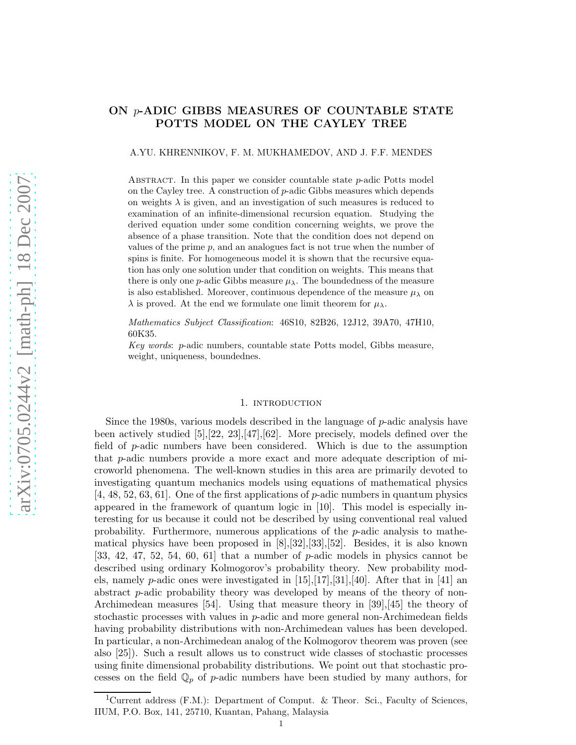# ON $p$-ADIC GIBBS MEASURES OF COUNTABLE STATE POTTS MODEL ON THE CAYLEY TREE

A.YU. KHRENNIKOV, F. M. MUKHAMEDOV, AND J. F.F. MENDES

Abstract. In this paper we consider countable state $p$-adic Potts model on the Cayley tree. A construction of $p$-adic Gibbs measures which depends on weights $\lambda$ is given, and an investigation of such measures is reduced to examination of an infinite-dimensional recursion equation. Studying the derived equation under some condition concerning weights, we prove the absence of a phase transition. Note that the condition does not depend on values of the prime $p$, and an analogues fact is not true when the number of spins is finite. For homogeneous model it is shown that the recursive equation has only one solution under that condition on weights. This means that there is only one $p$-adic Gibbs measure $\mu_\lambda$. The boundedness of the measure is also established. Moreover, continuous dependence of the measure $\mu_\lambda$ on $\lambda$ is proved. At the end we formulate one limit theorem for $\mu_\lambda$.

*Mathematics Subject Classification*: 46S10, 82B26, 12J12, 39A70, 47H10, 60K35.

*Key words*: $p$-adic numbers, countable state Potts model, Gibbs measure, weight, uniqueness, boundednes.

## 1. introduction

Since the 1980s, various models described in the language of $p$-adic analysis have been actively studied [5],[22, 23],[47],[62]. More precisely, models defined over the field of $p$-adic numbers have been considered. Which is due to the assumption that $p$-adic numbers provide a more exact and more adequate description of microworld phenomena. The well-known studies in this area are primarily devoted to investigating quantum mechanics models using equations of mathematical physics [4, 48, 52, 63, 61]. One of the first applications of $p$-adic numbers in quantum physics appeared in the framework of quantum logic in [10]. This model is especially interesting for us because it could not be described by using conventional real valued probability. Furthermore, numerous applications of the $p$-adic analysis to mathematical physics have been proposed in [8],[32],[33],[52]. Besides, it is also known [33, 42, 47, 52, 54, 60, 61] that a number of $p$-adic models in physics cannot be described using ordinary Kolmogorov's probability theory. New probability models, namely $p$-adic ones were investigated in [15],[17],[31],[40]. After that in [41] an abstract $p$-adic probability theory was developed by means of the theory of non-Archimedean measures [54]. Using that measure theory in [39],[45] the theory of stochastic processes with values in $p$-adic and more general non-Archimedean fields having probability distributions with non-Archimedean values has been developed. In particular, a non-Archimedean analog of the Kolmogorov theorem was proven (see also [25]). Such a result allows us to construct wide classes of stochastic processes using finite dimensional probability distributions. We point out that stochastic processes on the field $\mathbb{Q}_p$ of $p$-adic numbers have been studied by many authors, for

[1]Current address (F.M.): Department of Comput. & Theor. Sci., Faculty of Sciences, IIUM, P.O. Box, 141, 25710, Kuantan, Pahang, Malaysia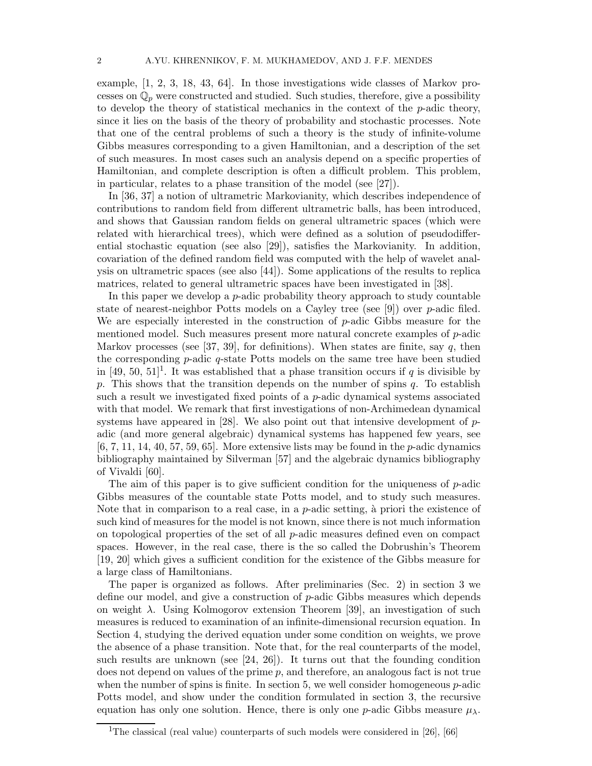example, [1, 2, 3, 18, 43, 64]. In those investigations wide classes of Markov processes on $\mathbb{Q}_p$ were constructed and studied. Such studies, therefore, give a possibility to develop the theory of statistical mechanics in the context of the $p$-adic theory, since it lies on the basis of the theory of probability and stochastic processes. Note that one of the central problems of such a theory is the study of infinite-volume Gibbs measures corresponding to a given Hamiltonian, and a description of the set of such measures. In most cases such an analysis depend on a specific properties of Hamiltonian, and complete description is often a difficult problem. This problem, in particular, relates to a phase transition of the model (see [27]).

In [36, 37] a notion of ultrametric Markovianity, which describes independence of contributions to random field from different ultrametric balls, has been introduced, and shows that Gaussian random fields on general ultrametric spaces (which were related with hierarchical trees), which were defined as a solution of pseudodifferential stochastic equation (see also [29]), satisfies the Markovianity. In addition, covariation of the defined random field was computed with the help of wavelet analysis on ultrametric spaces (see also [44]). Some applications of the results to replica matrices, related to general ultrametric spaces have been investigated in [38].

In this paper we develop a $p$-adic probability theory approach to study countable state of nearest-neighbor Potts models on a Cayley tree (see [9]) over $p$-adic filed. We are especially interested in the construction of $p$-adic Gibbs measure for the mentioned model. Such measures present more natural concrete examples of $p$-adic Markov processes (see [37, 39], for definitions). When states are finite, say $q$, then the corresponding $p$-adic $q$-state Potts models on the same tree have been studied in [49, 50, 51][1]. It was established that a phase transition occurs if $q$ is divisible by $p$. This shows that the transition depends on the number of spins $q$. To establish such a result we investigated fixed points of a $p$-adic dynamical systems associated with that model. We remark that first investigations of non-Archimedean dynamical systems have appeared in [28]. We also point out that intensive development of $p$-adic (and more general algebraic) dynamical systems has happened few years, see [6, 7, 11, 14, 40, 57, 59, 65]. More extensive lists may be found in the $p$-adic dynamics bibliography maintained by Silverman [57] and the algebraic dynamics bibliography of Vivaldi [60].

The aim of this paper is to give sufficient condition for the uniqueness of $p$-adic Gibbs measures of the countable state Potts model, and to study such measures. Note that in comparison to a real case, in a $p$-adic setting, à priori the existence of such kind of measures for the model is not known, since there is not much information on topological properties of the set of all $p$-adic measures defined even on compact spaces. However, in the real case, there is the so called the Dobrushin's Theorem [19, 20] which gives a sufficient condition for the existence of the Gibbs measure for a large class of Hamiltonians.

The paper is organized as follows. After preliminaries (Sec. 2) in section 3 we define our model, and give a construction of $p$-adic Gibbs measures which depends on weight $\lambda$. Using Kolmogorov extension Theorem [39], an investigation of such measures is reduced to examination of an infinite-dimensional recursion equation. In Section 4, studying the derived equation under some condition on weights, we prove the absence of a phase transition. Note that, for the real counterparts of the model, such results are unknown (see [24, 26]). It turns out that the founding condition does not depend on values of the prime $p$, and therefore, an analogous fact is not true when the number of spins is finite. In section 5, we well consider homogeneous $p$-adic Potts model, and show under the condition formulated in section 3, the recursive equation has only one solution. Hence, there is only one $p$-adic Gibbs measure $\mu_\lambda$.

[1] The classical (real value) counterparts of such models were considered in [26], [66]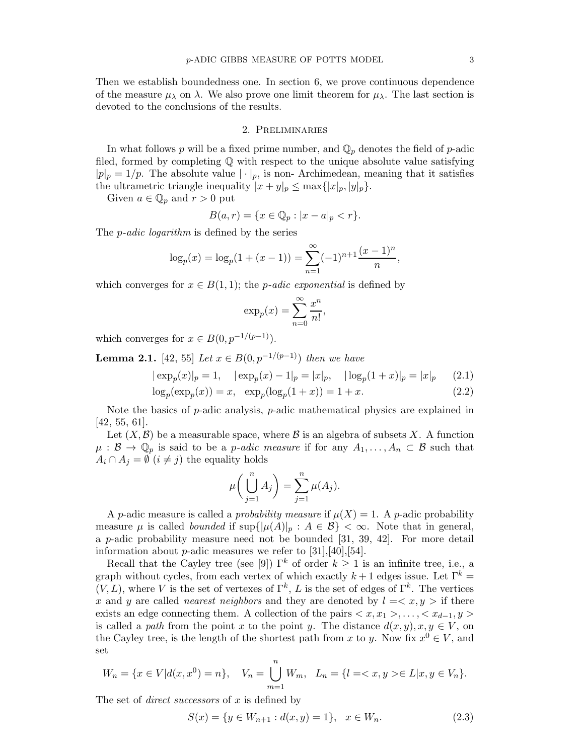Then we establish boundedness one. In section 6, we prove continuous dependence of the measure $\mu_\lambda$ on $\lambda$. We also prove one limit theorem for $\mu_\lambda$. The last section is devoted to the conclusions of the results.

## 2. Preliminaries

In what follows $p$ will be a fixed prime number, and $\mathbb{Q}_p$ denotes the field of $p$-adic filed, formed by completing $\mathbb{Q}$ with respect to the unique absolute value satisfying $|p|_p = 1/p$. The absolute value $|\cdot|_p$, is non- Archimedean, meaning that it satisfies the ultrametric triangle inequality $|x+y|_p \leq \max\{|x|_p, |y|_p\}$.

Given $a \in \mathbb{Q}_p$ and $r > 0$ put

$$B(a,r) = \{x \in \mathbb{Q}_p : |x-a|_p < r\}.$$

The *p-adic logarithm* is defined by the series

$$\log_p(x) = \log_p(1 + (x-1)) = \sum_{n=1}^{\infty} (-1)^{n+1} \frac{(x-1)^n}{n},$$

which converges for $x \in B(1,1)$; the *p-adic exponential* is defined by

$$\exp_p(x) = \sum_{n=0}^{\infty} \frac{x^n}{n!},$$

which converges for $x \in B(0, p^{-1/(p-1)})$.

**Lemma 2.1.** [42, 55] *Let $x \in B(0, p^{-1/(p-1)})$ then we have*

$$|\exp_p(x)|_p = 1, \quad |\exp_p(x) - 1|_p = |x|_p, \quad |\log_p(1+x)|_p = |x|_p \tag{2.1}$$

$$\log_p(\exp_p(x)) = x, \quad \exp_p(\log_p(1+x)) = 1 + x. \tag{2.2}$$

Note the basics of $p$-adic analysis, $p$-adic mathematical physics are explained in [42, 55, 61].

Let $(X, \mathcal{B})$ be a measurable space, where $\mathcal{B}$ is an algebra of subsets $X$. A function $\mu : \mathcal{B} \to \mathbb{Q}_p$ is said to be a *p-adic measure* if for any $A_1, \ldots, A_n \subset \mathcal{B}$ such that $A_i \cap A_j = \emptyset$ $(i \neq j)$ the equality holds

$$\mu\left(\bigcup_{j=1}^{n} A_j\right) = \sum_{j=1}^{n} \mu(A_j).$$

A $p$-adic measure is called a *probability measure* if $\mu(X) = 1$. A $p$-adic probability measure $\mu$ is called *bounded* if $\sup\{|\mu(A)|_p : A \in \mathcal{B}\} < \infty$. Note that in general, a $p$-adic probability measure need not be bounded [31, 39, 42]. For more detail information about $p$-adic measures we refer to [31],[40],[54].

Recall that the Cayley tree (see [9]) $\Gamma^k$ of order $k \geq 1$ is an infinite tree, i.e., a graph without cycles, from each vertex of which exactly $k+1$ edges issue. Let $\Gamma^k = (V, L)$, where $V$ is the set of vertexes of $\Gamma^k$, $L$ is the set of edges of $\Gamma^k$. The vertices $x$ and $y$ are called *nearest neighbors* and they are denoted by $l = <x, y>$ if there exists an edge connecting them. A collection of the pairs $<x, x_1>, \ldots, <x_{d-1}, y>$ is called a *path* from the point $x$ to the point $y$. The distance $d(x,y), x, y \in V$, on the Cayley tree, is the length of the shortest path from $x$ to $y$. Now fix $x^0 \in V$, and set

$$W_n = \{x \in V | d(x, x^0) = n\}, \quad V_n = \bigcup_{m=1}^{n} W_m, \quad L_n = \{l = <x, y> \in L | x, y \in V_n\}.$$

The set of *direct successors* of $x$ is defined by

$$S(x) = \{y \in W_{n+1} : d(x,y) = 1\}, \quad x \in W_n. \tag{2.3}$$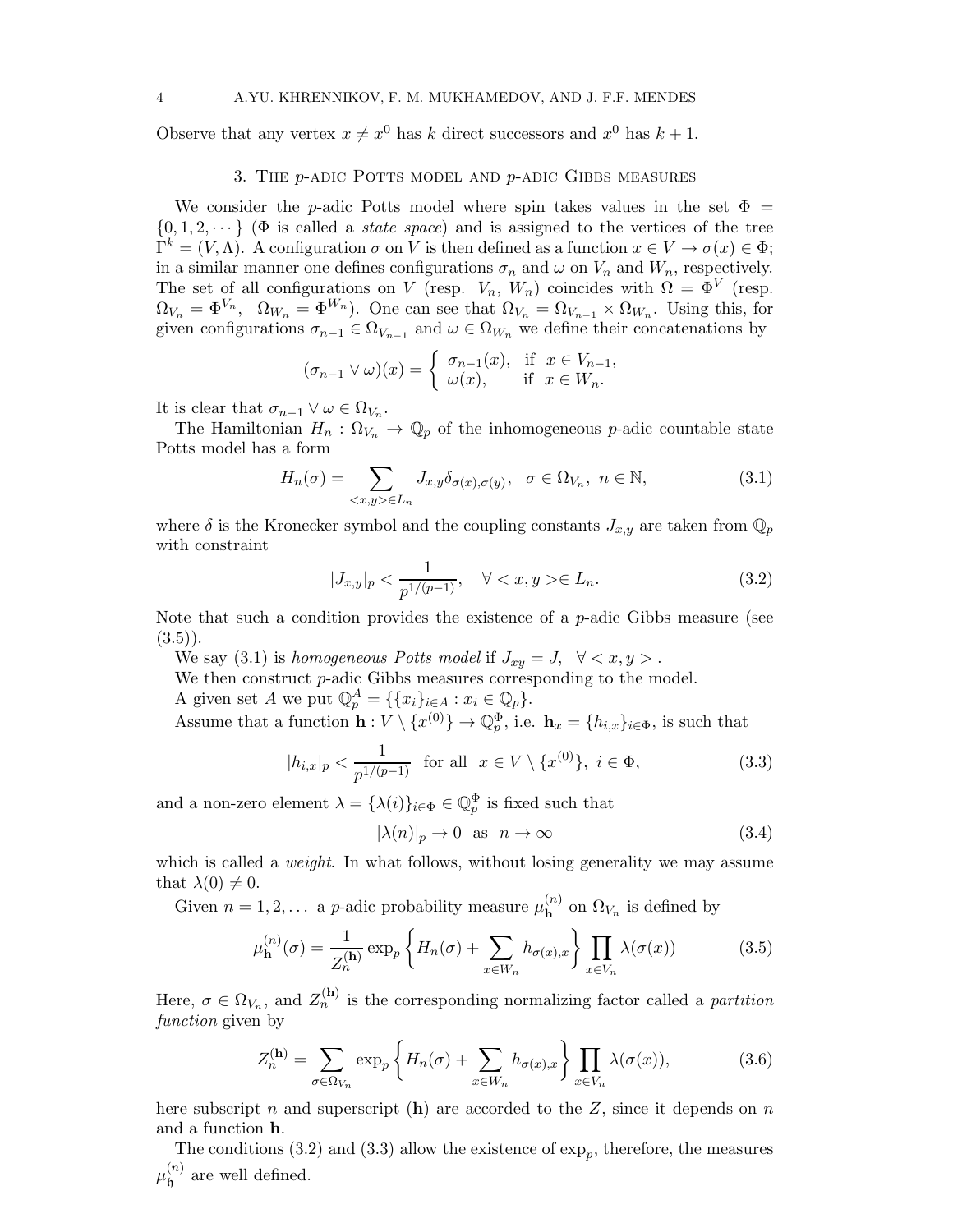Observe that any vertex $x \neq x^0$ has $k$ direct successors and $x^0$ has $k+1$.

## 3. The $p$-adic Potts model and $p$-adic Gibbs measures

We consider the $p$-adic Potts model where spin takes values in the set $\Phi = \{0, 1, 2, \cdots\}$ ($\Phi$ is called a *state space*) and is assigned to the vertices of the tree $\Gamma^k = (V, \Lambda)$. A configuration $\sigma$ on $V$ is then defined as a function $x \in V \to \sigma(x) \in \Phi$; in a similar manner one defines configurations $\sigma_n$ and $\omega$ on $V_n$ and $W_n$, respectively. The set of all configurations on $V$ (resp. $V_n$, $W_n$) coincides with $\Omega = \Phi^V$ (resp. $\Omega_{V_n} = \Phi^{V_n}$, $\Omega_{W_n} = \Phi^{W_n}$). One can see that $\Omega_{V_n} = \Omega_{V_{n-1}} \times \Omega_{W_n}$. Using this, for given configurations $\sigma_{n-1} \in \Omega_{V_{n-1}}$ and $\omega \in \Omega_{W_n}$ we define their concatenations by

$$(\sigma_{n-1} \vee \omega)(x) = \begin{cases} \sigma_{n-1}(x), & \text{if } x \in V_{n-1}, \\ \omega(x), & \text{if } x \in W_n. \end{cases}$$

It is clear that $\sigma_{n-1} \vee \omega \in \Omega_{V_n}$.

The Hamiltonian $H_n : \Omega_{V_n} \to \mathbb{Q}_p$ of the inhomogeneous $p$-adic countable state Potts model has a form

$$H_n(\sigma) = \sum_{<x,y> \in L_n} J_{x,y} \delta_{\sigma(x), \sigma(y)}, \quad \sigma \in \Omega_{V_n}, \ n \in \mathbb{N}, \tag{3.1}$$

where $\delta$ is the Kronecker symbol and the coupling constants $J_{x,y}$ are taken from $\mathbb{Q}_p$ with constraint

$$|J_{x,y}|_p < \frac{1}{p^{1/(p-1)}}, \quad \forall <x, y> \in L_n. \tag{3.2}$$

Note that such a condition provides the existence of a $p$-adic Gibbs measure (see (3.5)).

We say (3.1) is *homogeneous Potts model* if $J_{xy} = J, \ \ \forall <x, y>$.

We then construct $p$-adic Gibbs measures corresponding to the model.

A given set $A$ we put $\mathbb{Q}_p^A = \{\{x_i\}_{i \in A} : x_i \in \mathbb{Q}_p\}$.

Assume that a function $\mathbf{h} : V \setminus \{x^{(0)}\} \to \mathbb{Q}_p^\Phi$, i.e. $\mathbf{h}_x = \{h_{i,x}\}_{i \in \Phi}$, is such that

$$|h_{i,x}|_p < \frac{1}{p^{1/(p-1)}} \quad \text{for all } \ x \in V \setminus \{x^{(0)}\}, \ i \in \Phi, \tag{3.3}$$

and a non-zero element $\lambda = \{\lambda(i)\}_{i \in \Phi} \in \mathbb{Q}_p^\Phi$ is fixed such that

$$|\lambda(n)|_p \to 0 \quad \text{as} \quad n \to \infty \tag{3.4}$$

which is called a *weight*. In what follows, without losing generality we may assume that $\lambda(0) \neq 0$.

Given $n = 1, 2, \ldots$ a $p$-adic probability measure $\mu_{\mathbf{h}}^{(n)}$ on $\Omega_{V_n}$ is defined by

$$\mu_{\mathbf{h}}^{(n)}(\sigma) = \frac{1}{Z_n^{(\mathbf{h})}} \exp_p \left\{ H_n(\sigma) + \sum_{x \in W_n} h_{\sigma(x),x} \right\} \prod_{x \in V_n} \lambda(\sigma(x)) \tag{3.5}$$

Here, $\sigma \in \Omega_{V_n}$, and $Z_n^{(\mathbf{h})}$ is the corresponding normalizing factor called a *partition function* given by

$$Z_n^{(\mathbf{h})} = \sum_{\sigma \in \Omega_{V_n}} \exp_p \left\{ H_n(\sigma) + \sum_{x \in W_n} h_{\sigma(x),x} \right\} \prod_{x \in V_n} \lambda(\sigma(x)), \tag{3.6}$$

here subscript $n$ and superscript $(\mathbf{h})$ are accorded to the $Z$, since it depends on $n$ and a function $\mathbf{h}$.

The conditions (3.2) and (3.3) allow the existence of $\exp_p$, therefore, the measures $\mu_{\mathfrak{h}}^{(n)}$ are well defined.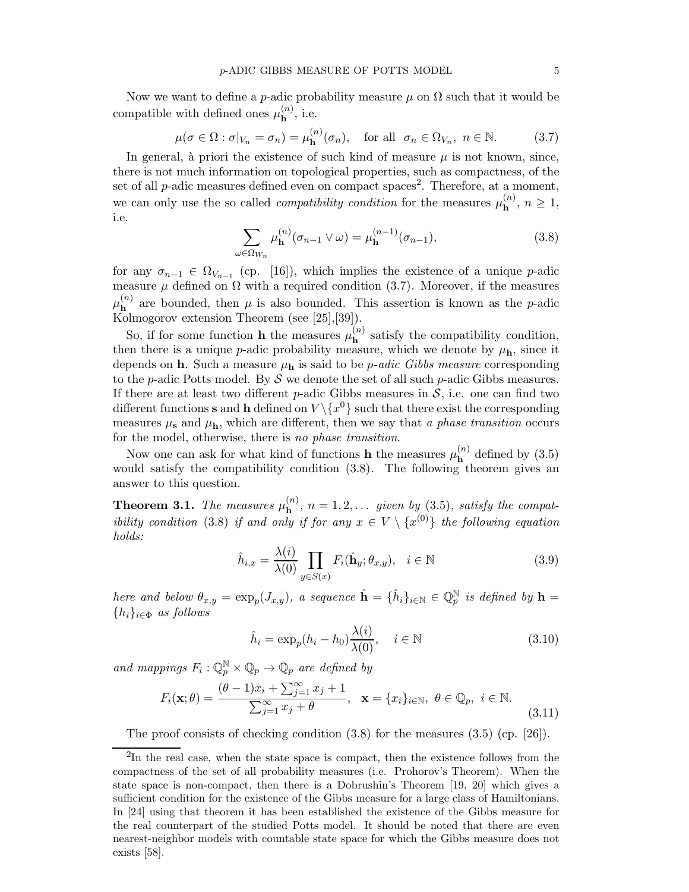Now we want to define a $p$-adic probability measure $\mu$ on $\Omega$ such that it would be compatible with defined ones $\mu_{\mathbf{h}}^{(n)}$, i.e.

$$\mu(\sigma \in \Omega : \sigma|_{V_n} = \sigma_n) = \mu_{\mathbf{h}}^{(n)}(\sigma_n), \quad \text{for all } \ \sigma_n \in \Omega_{V_n},\ n \in \mathbb{N}. \tag{3.7}$$

In general, à priori the existence of such kind of measure $\mu$ is not known, since, there is not much information on topological properties, such as compactness, of the set of all $p$-adic measures defined even on compact spaces[2]. Therefore, at a moment, we can only use the so called *compatibility condition* for the measures $\mu_{\mathbf{h}}^{(n)}$, $n \geq 1$, i.e.

$$\sum_{\omega \in \Omega_{W_n}} \mu_{\mathbf{h}}^{(n)}(\sigma_{n-1} \vee \omega) = \mu_{\mathbf{h}}^{(n-1)}(\sigma_{n-1}), \tag{3.8}$$

for any $\sigma_{n-1} \in \Omega_{V_{n-1}}$ (cp. [16]), which implies the existence of a unique $p$-adic measure $\mu$ defined on $\Omega$ with a required condition (3.7). Moreover, if the measures $\mu_{\mathbf{h}}^{(n)}$ are bounded, then $\mu$ is also bounded. This assertion is known as the $p$-adic Kolmogorov extension Theorem (see [25],[39]).

So, if for some function $\mathbf{h}$ the measures $\mu_{\mathbf{h}}^{(n)}$ satisfy the compatibility condition, then there is a unique $p$-adic probability measure, which we denote by $\mu_{\mathbf{h}}$, since it depends on $\mathbf{h}$. Such a measure $\mu_{\mathbf{h}}$ is said to be *$p$-adic Gibbs measure* corresponding to the $p$-adic Potts model. By $\mathcal{S}$ we denote the set of all such $p$-adic Gibbs measures. If there are at least two different $p$-adic Gibbs measures in $\mathcal{S}$, i.e. one can find two different functions $\mathbf{s}$ and $\mathbf{h}$ defined on $V \setminus \{x^0\}$ such that there exist the corresponding measures $\mu_{\mathbf{s}}$ and $\mu_{\mathbf{h}}$, which are different, then we say that *a phase transition* occurs for the model, otherwise, there is *no phase transition*.

Now one can ask for what kind of functions $\mathbf{h}$ the measures $\mu_{\mathbf{h}}^{(n)}$ defined by (3.5) would satisfy the compatibility condition (3.8). The following theorem gives an answer to this question.

**Theorem 3.1.** *The measures $\mu_{\mathbf{h}}^{(n)}$, $n = 1, 2, \dots$ given by* (3.5)*, satisfy the compatibility condition* (3.8) *if and only if for any $x \in V \setminus \{x^{(0)}\}$ the following equation holds:*

$$\hat{h}_{i,x} = \frac{\lambda(i)}{\lambda(0)} \prod_{y \in S(x)} F_i(\hat{\mathbf{h}}_y; \theta_{x,y}), \quad i \in \mathbb{N} \tag{3.9}$$

*here and below $\theta_{x,y} = \exp_p(J_{x,y})$, a sequence $\hat{\mathbf{h}} = \{\hat{h}_i\}_{i\in\mathbb{N}} \in \mathbb{Q}_p^{\mathbb{N}}$ is defined by $\mathbf{h} = \{h_i\}_{i\in\Phi}$ as follows*

$$\hat{h}_i = \exp_p(h_i - h_0)\frac{\lambda(i)}{\lambda(0)}, \quad i \in \mathbb{N} \tag{3.10}$$

*and mappings $F_i : \mathbb{Q}_p^{\mathbb{N}} \times \mathbb{Q}_p \to \mathbb{Q}_p$ are defined by*

$$F_i(\mathbf{x}; \theta) = \frac{(\theta - 1)x_i + \sum_{j=1}^{\infty} x_j + 1}{\sum_{j=1}^{\infty} x_j + \theta}, \quad \mathbf{x} = \{x_i\}_{i\in\mathbb{N}},\ \theta \in \mathbb{Q}_p,\ i \in \mathbb{N}. \tag{3.11}$$

The proof consists of checking condition (3.8) for the measures (3.5) (cp. [26]).

---

[2] In the real case, when the state space is compact, then the existence follows from the compactness of the set of all probability measures (i.e. Prohorov's Theorem). When the state space is non-compact, then there is a Dobrushin's Theorem [19, 20] which gives a sufficient condition for the existence of the Gibbs measure for a large class of Hamiltonians. In [24] using that theorem it has been established the existence of the Gibbs measure for the real counterpart of the studied Potts model. It should be noted that there are even nearest-neighbor models with countable state space for which the Gibbs measure does not exists [58].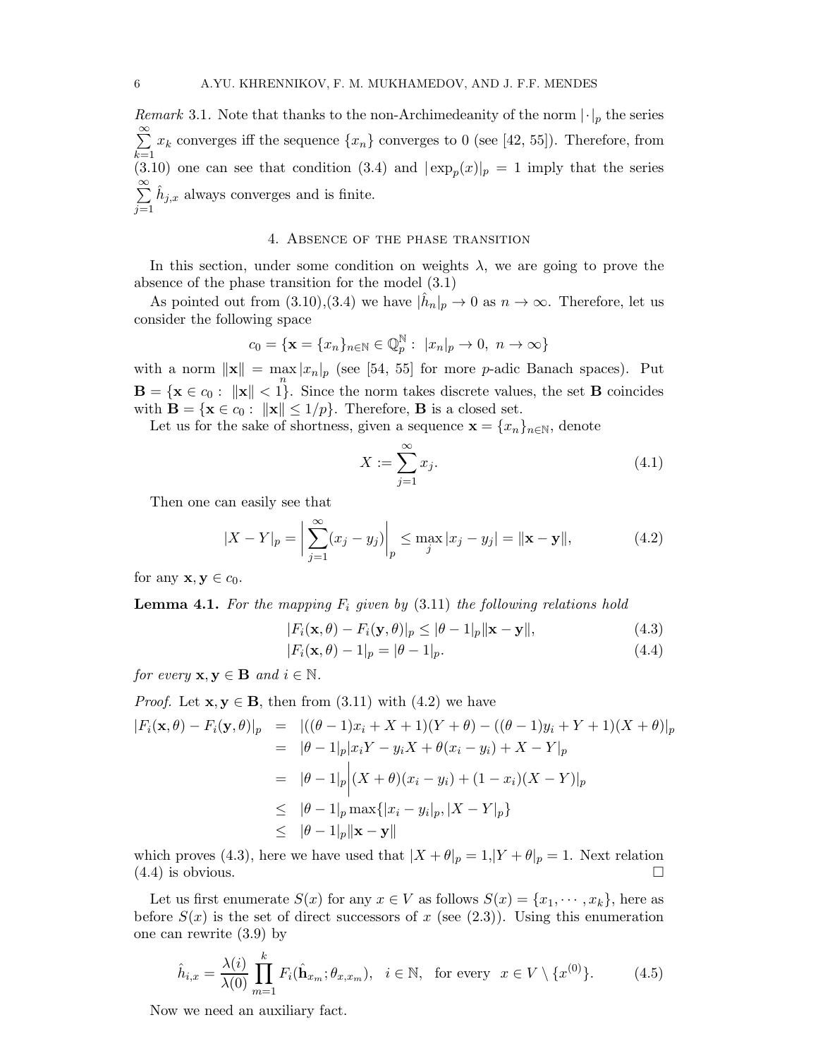*Remark* 3.1. Note that thanks to the non-Archimedeanity of the norm $|\cdot|_p$ the series $\sum_{k=1}^{\infty} x_k$ converges iff the sequence $\{x_n\}$ converges to 0 (see [42, 55]). Therefore, from (3.10) one can see that condition (3.4) and $|\exp_p(x)|_p = 1$ imply that the series $\sum_{j=1}^{\infty} \hat{h}_{j,x}$ always converges and is finite.

## 4. Absence of the phase transition

In this section, under some condition on weights $\lambda$, we are going to prove the absence of the phase transition for the model (3.1)

As pointed out from (3.10),(3.4) we have $|\hat{h}_n|_p \to 0$ as $n \to \infty$. Therefore, let us consider the following space

$$c_0 = \{\mathbf{x} = \{x_n\}_{n\in\mathbb{N}} \in \mathbb{Q}_p^{\mathbb{N}} : \ |x_n|_p \to 0, \ n \to \infty\}$$

with a norm $\|\mathbf{x}\| = \max_n |x_n|_p$ (see [54, 55] for more $p$-adic Banach spaces). Put $\mathbf{B} = \{\mathbf{x} \in c_0 : \ \|\mathbf{x}\| < 1\}$. Since the norm takes discrete values, the set $\mathbf{B}$ coincides with $\mathbf{B} = \{\mathbf{x} \in c_0 : \ \|\mathbf{x}\| \leq 1/p\}$. Therefore, $\mathbf{B}$ is a closed set.

Let us for the sake of shortness, given a sequence $\mathbf{x} = \{x_n\}_{n\in\mathbb{N}}$, denote

$$X := \sum_{j=1}^{\infty} x_j. \tag{4.1}$$

Then one can easily see that

$$|X - Y|_p = \left|\sum_{j=1}^{\infty}(x_j - y_j)\right|_p \leq \max_j |x_j - y_j| = \|\mathbf{x} - \mathbf{y}\|, \tag{4.2}$$

for any $\mathbf{x}, \mathbf{y} \in c_0$.

**Lemma 4.1.** *For the mapping $F_i$ given by* (3.11) *the following relations hold*

$$|F_i(\mathbf{x}, \theta) - F_i(\mathbf{y}, \theta)|_p \leq |\theta - 1|_p \|\mathbf{x} - \mathbf{y}\|, \tag{4.3}$$

$$|F_i(\mathbf{x}, \theta) - 1|_p = |\theta - 1|_p. \tag{4.4}$$

*for every $\mathbf{x}, \mathbf{y} \in \mathbf{B}$ and $i \in \mathbb{N}$.*

*Proof.* Let $\mathbf{x}, \mathbf{y} \in \mathbf{B}$, then from (3.11) with (4.2) we have

$$\begin{aligned}
|F_i(\mathbf{x}, \theta) - F_i(\mathbf{y}, \theta)|_p &= |((\theta - 1)x_i + X + 1)(Y + \theta) - ((\theta - 1)y_i + Y + 1)(X + \theta)|_p \\
&= |\theta - 1|_p |x_i Y - y_i X + \theta(x_i - y_i) + X - Y|_p \\
&= |\theta - 1|_p \Big|(X + \theta)(x_i - y_i) + (1 - x_i)(X - Y)|_p \\
&\leq |\theta - 1|_p \max\{|x_i - y_i|_p, |X - Y|_p\} \\
&\leq |\theta - 1|_p \|\mathbf{x} - \mathbf{y}\|
\end{aligned}$$

which proves (4.3), here we have used that $|X + \theta|_p = 1$, $|Y + \theta|_p = 1$. Next relation (4.4) is obvious. $\square$

Let us first enumerate $S(x)$ for any $x \in V$ as follows $S(x) = \{x_1, \cdots, x_k\}$, here as before $S(x)$ is the set of direct successors of $x$ (see (2.3)). Using this enumeration one can rewrite (3.9) by

$$\hat{h}_{i,x} = \frac{\lambda(i)}{\lambda(0)} \prod_{m=1}^{k} F_i(\hat{\mathbf{h}}_{x_m}; \theta_{x,x_m}), \quad i \in \mathbb{N}, \quad \text{for every} \ \ x \in V \setminus \{x^{(0)}\}. \tag{4.5}$$

Now we need an auxiliary fact.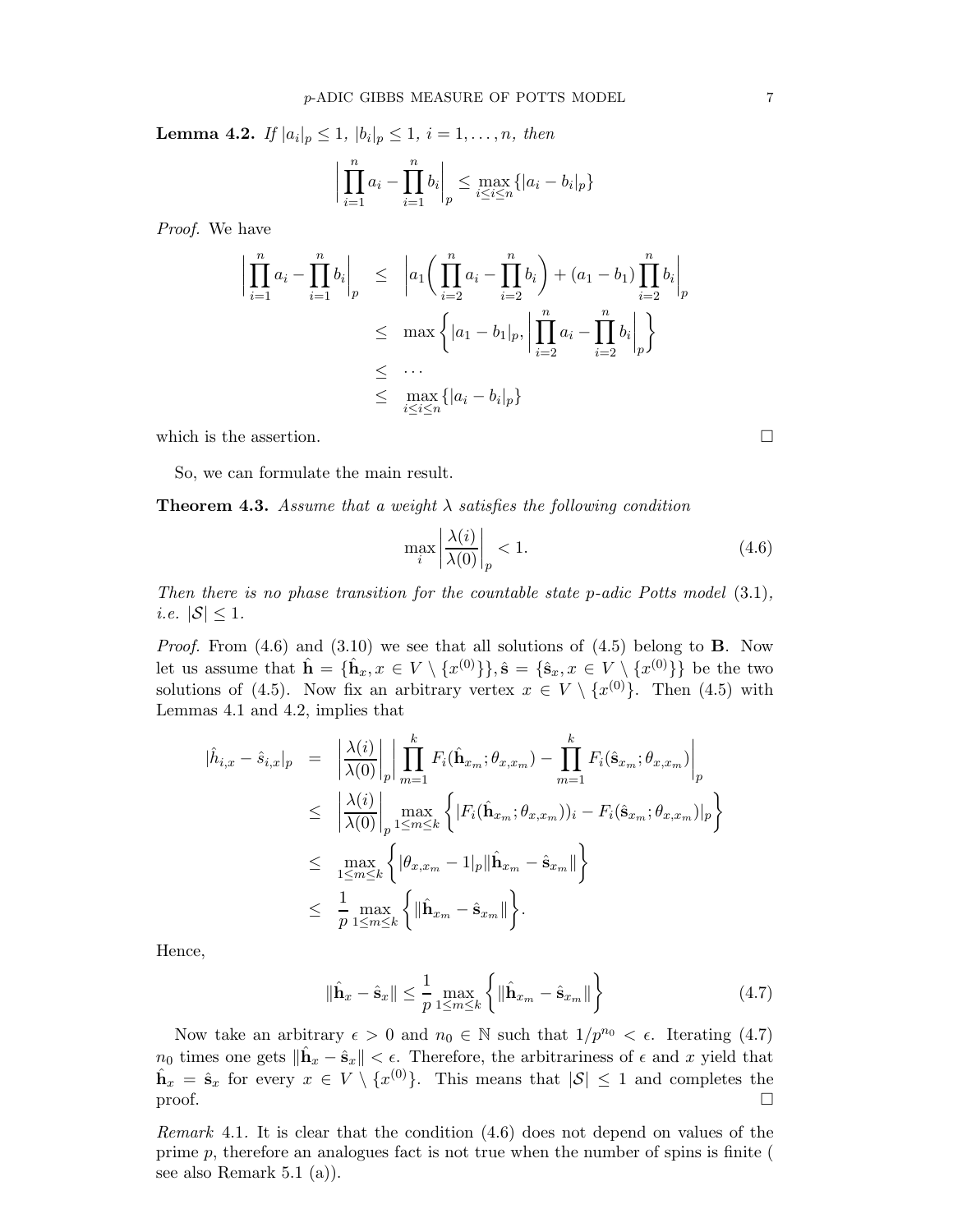**Lemma 4.2.** *If* $|a_i|_p \leq 1$, $|b_i|_p \leq 1$, $i = 1, \dots, n$, *then*

$$\left| \prod_{i=1}^{n} a_i - \prod_{i=1}^{n} b_i \right|_p \leq \max_{i \leq i \leq n} \{|a_i - b_i|_p\}$$

*Proof.* We have

$$\begin{aligned}
\left| \prod_{i=1}^{n} a_i - \prod_{i=1}^{n} b_i \right|_p &\leq \left| a_1 \bigg( \prod_{i=2}^{n} a_i - \prod_{i=2}^{n} b_i \bigg) + (a_1 - b_1) \prod_{i=2}^{n} b_i \right|_p \\
&\leq \max \left\{ |a_1 - b_1|_p, \left| \prod_{i=2}^{n} a_i - \prod_{i=2}^{n} b_i \right|_p \right\} \\
&\leq \cdots \\
&\leq \max_{i \leq i \leq n} \{|a_i - b_i|_p\}
\end{aligned}$$

which is the assertion. $\square$

So, we can formulate the main result.

**Theorem 4.3.** *Assume that a weight* $\lambda$ *satisfies the following condition*

$$\max_i \left| \frac{\lambda(i)}{\lambda(0)} \right|_p < 1. \tag{4.6}$$

*Then there is no phase transition for the countable state* $p$*-adic Potts model* (3.1)*, i.e.* $|\mathcal{S}| \leq 1$.

*Proof.* From (4.6) and (3.10) we see that all solutions of (4.5) belong to $\mathbf{B}$. Now let us assume that $\hat{\mathbf{h}} = \{\hat{\mathbf{h}}_x, x \in V \setminus \{x^{(0)}\}\}, \hat{\mathbf{s}} = \{\hat{\mathbf{s}}_x, x \in V \setminus \{x^{(0)}\}\}$ be the two solutions of (4.5). Now fix an arbitrary vertex $x \in V \setminus \{x^{(0)}\}$. Then (4.5) with Lemmas 4.1 and 4.2, implies that

$$\begin{aligned}
|\hat{h}_{i,x} - \hat{s}_{i,x}|_p &= \left| \frac{\lambda(i)}{\lambda(0)} \right|_p \left| \prod_{m=1}^{k} F_i(\hat{\mathbf{h}}_{x_m}; \theta_{x,x_m}) - \prod_{m=1}^{k} F_i(\hat{\mathbf{s}}_{x_m}; \theta_{x,x_m}) \right|_p \\
&\leq \left| \frac{\lambda(i)}{\lambda(0)} \right|_p \max_{1 \leq m \leq k} \left\{ |F_i(\hat{\mathbf{h}}_{x_m}; \theta_{x,x_m}))_i - F_i(\hat{\mathbf{s}}_{x_m}; \theta_{x,x_m})|_p \right\} \\
&\leq \max_{1 \leq m \leq k} \left\{ |\theta_{x,x_m} - 1|_p \|\hat{\mathbf{h}}_{x_m} - \hat{\mathbf{s}}_{x_m}\| \right\} \\
&\leq \frac{1}{p} \max_{1 \leq m \leq k} \left\{ \|\hat{\mathbf{h}}_{x_m} - \hat{\mathbf{s}}_{x_m}\| \right\}.
\end{aligned}$$

Hence,

$$\|\hat{\mathbf{h}}_x - \hat{\mathbf{s}}_x\| \leq \frac{1}{p} \max_{1 \leq m \leq k} \left\{ \|\hat{\mathbf{h}}_{x_m} - \hat{\mathbf{s}}_{x_m}\| \right\} \tag{4.7}$$

Now take an arbitrary $\epsilon > 0$ and $n_0 \in \mathbb{N}$ such that $1/p^{n_0} < \epsilon$. Iterating (4.7) $n_0$ times one gets $\|\hat{\mathbf{h}}_x - \hat{\mathbf{s}}_x\| < \epsilon$. Therefore, the arbitrariness of $\epsilon$ and $x$ yield that $\hat{\mathbf{h}}_x = \hat{\mathbf{s}}_x$ for every $x \in V \setminus \{x^{(0)}\}$. This means that $|\mathcal{S}| \leq 1$ and completes the proof. $\square$

*Remark* 4.1. It is clear that the condition (4.6) does not depend on values of the prime $p$, therefore an analogues fact is not true when the number of spins is finite ( see also Remark 5.1 (a)).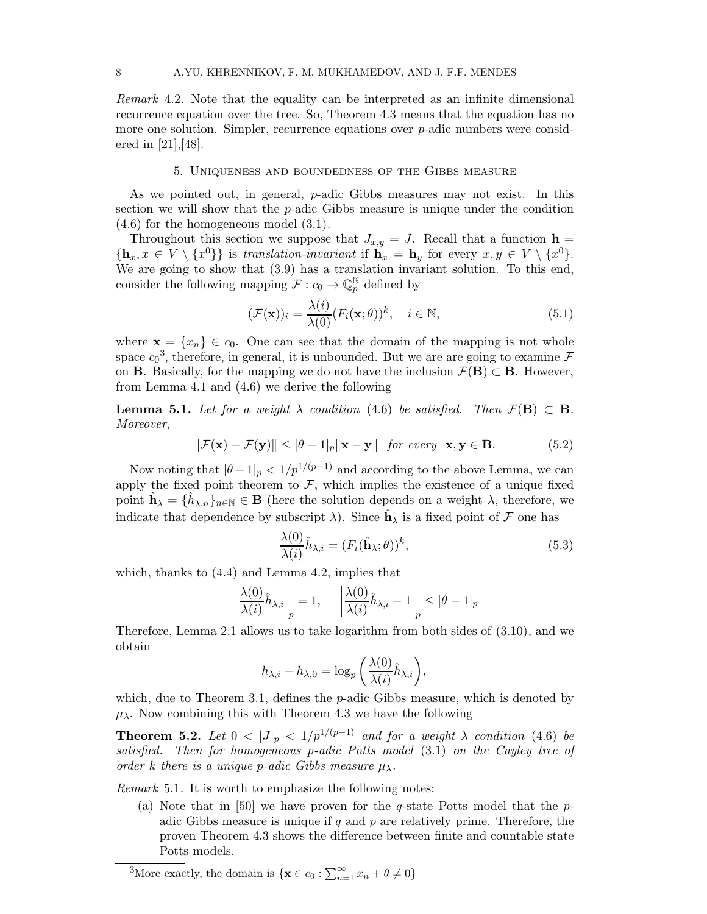*Remark* 4.2. Note that the equality can be interpreted as an infinite dimensional recurrence equation over the tree. So, Theorem 4.3 means that the equation has no more one solution. Simpler, recurrence equations over $p$-adic numbers were considered in [21],[48].

## 5. Uniqueness and boundedness of the Gibbs measure

As we pointed out, in general, $p$-adic Gibbs measures may not exist. In this section we will show that the $p$-adic Gibbs measure is unique under the condition (4.6) for the homogeneous model (3.1).

Throughout this section we suppose that $J_{x,y} = J$. Recall that a function $\mathbf{h} = \{\mathbf{h}_x, x \in V \setminus \{x^0\}\}$ is *translation-invariant* if $\mathbf{h}_x = \mathbf{h}_y$ for every $x, y \in V \setminus \{x^0\}$. We are going to show that (3.9) has a translation invariant solution. To this end, consider the following mapping $\mathcal{F} : c_0 \to \mathbb{Q}_p^{\mathbb{N}}$ defined by

$$(\mathcal{F}(\mathbf{x}))_i = \frac{\lambda(i)}{\lambda(0)}(F_i(\mathbf{x};\theta))^k, \quad i \in \mathbb{N}, \tag{5.1}$$

where $\mathbf{x} = \{x_n\} \in c_0$. One can see that the domain of the mapping is not whole space $c_0$[3], therefore, in general, it is unbounded. But we are are going to examine $\mathcal{F}$ on $\mathbf{B}$. Basically, for the mapping we do not have the inclusion $\mathcal{F}(\mathbf{B}) \subset \mathbf{B}$. However, from Lemma 4.1 and (4.6) we derive the following

**Lemma 5.1.** *Let for a weight $\lambda$ condition* (4.6) *be satisfied. Then $\mathcal{F}(\mathbf{B}) \subset \mathbf{B}$. Moreover,*

$$\|\mathcal{F}(\mathbf{x}) - \mathcal{F}(\mathbf{y})\| \leq |\theta - 1|_p \|\mathbf{x} - \mathbf{y}\| \quad \textit{for every} \ \ \mathbf{x}, \mathbf{y} \in \mathbf{B}. \tag{5.2}$$

Now noting that $|\theta - 1|_p < 1/p^{1/(p-1)}$ and according to the above Lemma, we can apply the fixed point theorem to $\mathcal{F}$, which implies the existence of a unique fixed point $\hat{\mathbf{h}}_\lambda = \{\hat{h}_{\lambda,n}\}_{n\in\mathbb{N}} \in \mathbf{B}$ (here the solution depends on a weight $\lambda$, therefore, we indicate that dependence by subscript $\lambda$). Since $\hat{\mathbf{h}}_\lambda$ is a fixed point of $\mathcal{F}$ one has

$$\frac{\lambda(0)}{\lambda(i)}\hat{h}_{\lambda,i} = (F_i(\hat{\mathbf{h}}_\lambda;\theta))^k, \tag{5.3}$$

which, thanks to (4.4) and Lemma 4.2, implies that

$$\left|\frac{\lambda(0)}{\lambda(i)}\hat{h}_{\lambda,i}\right|_p = 1, \qquad \left|\frac{\lambda(0)}{\lambda(i)}\hat{h}_{\lambda,i} - 1\right|_p \leq |\theta - 1|_p$$

Therefore, Lemma 2.1 allows us to take logarithm from both sides of (3.10), and we obtain

$$h_{\lambda,i} - h_{\lambda,0} = \log_p\left(\frac{\lambda(0)}{\lambda(i)}\hat{h}_{\lambda,i}\right),$$

which, due to Theorem 3.1, defines the $p$-adic Gibbs measure, which is denoted by $\mu_\lambda$. Now combining this with Theorem 4.3 we have the following

**Theorem 5.2.** *Let $0 < |J|_p < 1/p^{1/(p-1)}$ and for a weight $\lambda$ condition* (4.6) *be satisfied. Then for homogeneous $p$-adic Potts model* (3.1) *on the Cayley tree of order $k$ there is a unique $p$-adic Gibbs measure $\mu_\lambda$.*

*Remark* 5.1. It is worth to emphasize the following notes:

(a) Note that in [50] we have proven for the $q$-state Potts model that the $p$-adic Gibbs measure is unique if $q$ and $p$ are relatively prime. Therefore, the proven Theorem 4.3 shows the difference between finite and countable state Potts models.

---

[3] More exactly, the domain is $\{\mathbf{x} \in c_0 : \sum_{n=1}^{\infty} x_n + \theta \neq 0\}$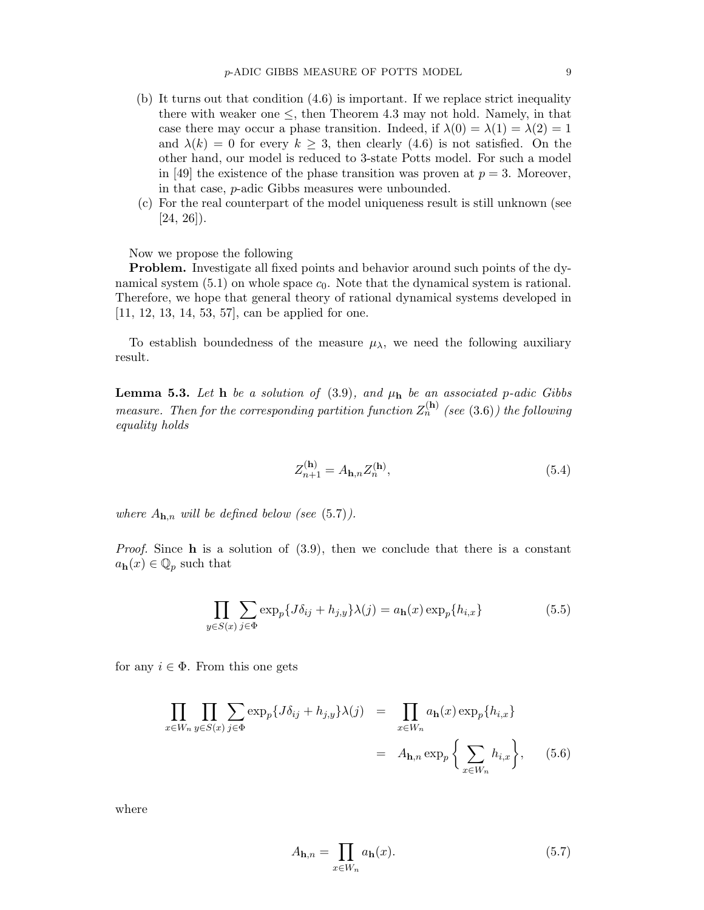(b) It turns out that condition (4.6) is important. If we replace strict inequality there with weaker one $\leq$, then Theorem 4.3 may not hold. Namely, in that case there may occur a phase transition. Indeed, if $\lambda(0) = \lambda(1) = \lambda(2) = 1$ and $\lambda(k) = 0$ for every $k \geq 3$, then clearly (4.6) is not satisfied. On the other hand, our model is reduced to 3-state Potts model. For such a model in [49] the existence of the phase transition was proven at $p = 3$. Moreover, in that case, $p$-adic Gibbs measures were unbounded.

(c) For the real counterpart of the model uniqueness result is still unknown (see [24, 26]).

Now we propose the following

**Problem.** Investigate all fixed points and behavior around such points of the dynamical system (5.1) on whole space $c_0$. Note that the dynamical system is rational. Therefore, we hope that general theory of rational dynamical systems developed in [11, 12, 13, 14, 53, 57], can be applied for one.

To establish boundedness of the measure $\mu_\lambda$, we need the following auxiliary result.

**Lemma 5.3.** *Let* $\mathbf{h}$ *be a solution of* (3.9)*, and* $\mu_{\mathbf{h}}$ *be an associated* $p$*-adic Gibbs measure. Then for the corresponding partition function* $Z_n^{(\mathbf{h})}$ *(see* (3.6)*) the following equality holds*

$$Z_{n+1}^{(\mathbf{h})} = A_{\mathbf{h},n} Z_n^{(\mathbf{h})}, \tag{5.4}$$

*where* $A_{\mathbf{h},n}$ *will be defined below (see* (5.7)*).*

*Proof.* Since $\mathbf{h}$ is a solution of (3.9), then we conclude that there is a constant $a_{\mathbf{h}}(x) \in \mathbb{Q}_p$ such that

$$\prod_{y \in S(x)} \sum_{j \in \Phi} \exp_p\{J\delta_{ij} + h_{j,y}\}\lambda(j) = a_{\mathbf{h}}(x) \exp_p\{h_{i,x}\} \tag{5.5}$$

for any $i \in \Phi$. From this one gets

$$\begin{aligned}
\prod_{x \in W_n} \prod_{y \in S(x)} \sum_{j \in \Phi} \exp_p\{J\delta_{ij} + h_{j,y}\}\lambda(j) &= \prod_{x \in W_n} a_{\mathbf{h}}(x) \exp_p\{h_{i,x}\} \\
&= A_{\mathbf{h},n} \exp_p\left\{\sum_{x \in W_n} h_{i,x}\right\}, \qquad (5.6)
\end{aligned}$$

where

$$A_{\mathbf{h},n} = \prod_{x \in W_n} a_{\mathbf{h}}(x). \tag{5.7}$$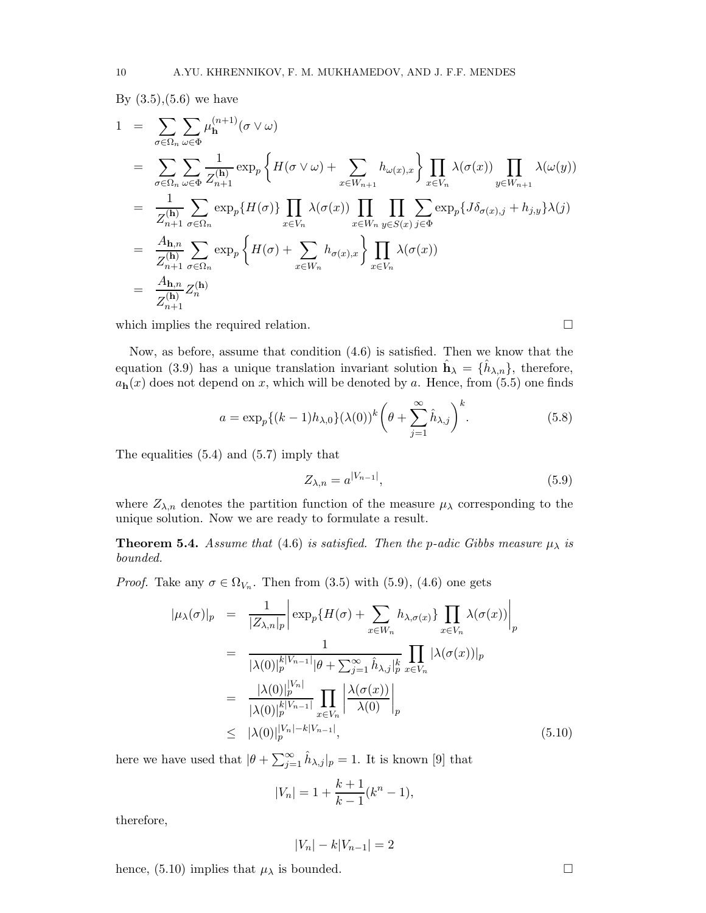By (3.5),(5.6) we have

$$
\begin{aligned}
1 &= \sum_{\sigma\in\Omega_n}\sum_{\omega\in\Phi}\mu_{\mathbf{h}}^{(n+1)}(\sigma\vee\omega)\\
&= \sum_{\sigma\in\Omega_n}\sum_{\omega\in\Phi}\frac{1}{Z_{n+1}^{(\mathbf{h})}}\exp_p\left\{H(\sigma\vee\omega)+\sum_{x\in W_{n+1}}h_{\omega(x),x}\right\}\prod_{x\in V_n}\lambda(\sigma(x))\prod_{y\in W_{n+1}}\lambda(\omega(y))\\
&= \frac{1}{Z_{n+1}^{(\mathbf{h})}}\sum_{\sigma\in\Omega_n}\exp_p\{H(\sigma)\}\prod_{x\in V_n}\lambda(\sigma(x))\prod_{x\in W_n}\prod_{y\in S(x)}\sum_{j\in\Phi}\exp_p\{J\delta_{\sigma(x),j}+h_{j,y}\}\lambda(j)\\
&= \frac{A_{\mathbf{h},n}}{Z_{n+1}^{(\mathbf{h})}}\sum_{\sigma\in\Omega_n}\exp_p\left\{H(\sigma)+\sum_{x\in W_n}h_{\sigma(x),x}\right\}\prod_{x\in V_n}\lambda(\sigma(x))\\
&= \frac{A_{\mathbf{h},n}}{Z_{n+1}^{(\mathbf{h})}}Z_n^{(\mathbf{h})}
\end{aligned}
$$

which implies the required relation. □

Now, as before, assume that condition (4.6) is satisfied. Then we know that the equation (3.9) has a unique translation invariant solution $\hat{\mathbf{h}}_\lambda=\{\hat{h}_{\lambda,n}\}$, therefore, $a_{\mathbf{h}}(x)$ does not depend on $x$, which will be denoted by $a$. Hence, from (5.5) one finds

$$
a=\exp_p\{(k-1)h_{\lambda,0}\}(\lambda(0))^k\left(\theta+\sum_{j=1}^{\infty}\hat{h}_{\lambda,j}\right)^k. \tag{5.8}
$$

The equalities (5.4) and (5.7) imply that

$$
Z_{\lambda,n}=a^{|V_{n-1}|}, \tag{5.9}
$$

where $Z_{\lambda,n}$ denotes the partition function of the measure $\mu_\lambda$ corresponding to the unique solution. Now we are ready to formulate a result.

**Theorem 5.4.** *Assume that* (4.6) *is satisfied. Then the $p$-adic Gibbs measure $\mu_\lambda$ is bounded.*

*Proof.* Take any $\sigma\in\Omega_{V_n}$. Then from (3.5) with (5.9), (4.6) one gets

$$
\begin{aligned}
|\mu_\lambda(\sigma)|_p &= \frac{1}{|Z_{\lambda,n}|_p}\left|\exp_p\{H(\sigma)+\sum_{x\in W_n}h_{\lambda,\sigma(x)}\}\prod_{x\in V_n}\lambda(\sigma(x))\right|_p\\
&= \frac{1}{|\lambda(0)|_p^{k|V_{n-1}|}|\theta+\sum_{j=1}^{\infty}\hat{h}_{\lambda,j}|_p^k}\prod_{x\in V_n}|\lambda(\sigma(x))|_p\\
&= \frac{|\lambda(0)|_p^{|V_n|}}{|\lambda(0)|_p^{k|V_{n-1}|}}\prod_{x\in V_n}\left|\frac{\lambda(\sigma(x))}{\lambda(0)}\right|_p\\
&\leq |\lambda(0)|_p^{|V_n|-k|V_{n-1}|},
\end{aligned}
\tag{5.10}
$$

here we have used that $|\theta+\sum_{j=1}^{\infty}\hat{h}_{\lambda,j}|_p=1$. It is known [9] that

$$
|V_n|=1+\frac{k+1}{k-1}(k^n-1),
$$

therefore,

$$
|V_n|-k|V_{n-1}|=2
$$

hence, (5.10) implies that $\mu_\lambda$ is bounded. □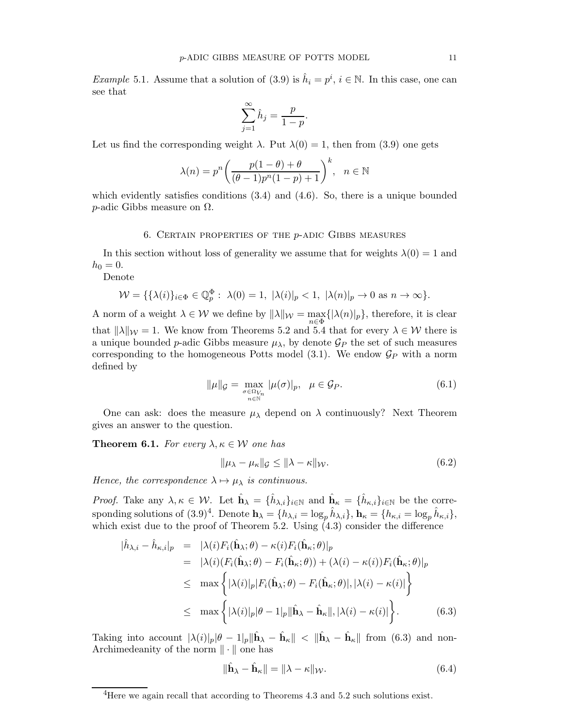*Example* 5.1. Assume that a solution of (3.9) is $\hat{h}_i = p^i$, $i \in \mathbb{N}$. In this case, one can see that

$$\sum_{j=1}^{\infty} \hat{h}_j = \frac{p}{1-p}.$$

Let us find the corresponding weight $\lambda$. Put $\lambda(0) = 1$, then from (3.9) one gets

$$\lambda(n) = p^n \left( \frac{p(1-\theta) + \theta}{(\theta - 1)p^n(1-p) + 1} \right)^k, \quad n \in \mathbb{N}$$

which evidently satisfies conditions (3.4) and (4.6). So, there is a unique bounded $p$-adic Gibbs measure on $\Omega$.

## 6. Certain properties of the $p$-adic Gibbs measures

In this section without loss of generality we assume that for weights $\lambda(0) = 1$ and $h_0 = 0$.

Denote

$$\mathcal{W} = \{\{\lambda(i)\}_{i \in \Phi} \in \mathbb{Q}_p^{\Phi} : \ \lambda(0) = 1, \ |\lambda(i)|_p < 1, \ |\lambda(n)|_p \to 0 \text{ as } n \to \infty\}.$$

A norm of a weight $\lambda \in \mathcal{W}$ we define by $\|\lambda\|_{\mathcal{W}} = \max_{n \in \Phi}\{|\lambda(n)|_p\}$, therefore, it is clear that $\|\lambda\|_{\mathcal{W}} = 1$. We know from Theorems 5.2 and 5.4 that for every $\lambda \in \mathcal{W}$ there is a unique bounded $p$-adic Gibbs measure $\mu_\lambda$, by denote $\mathcal{G}_P$ the set of such measures corresponding to the homogeneous Potts model (3.1). We endow $\mathcal{G}_P$ with a norm defined by

$$\|\mu\|_{\mathcal{G}} = \max_{\substack{\sigma \in \Omega_{V_n} \\ n \in \mathbb{N}}} |\mu(\sigma)|_p, \quad \mu \in \mathcal{G}_P. \tag{6.1}$$

One can ask: does the measure $\mu_\lambda$ depend on $\lambda$ continuously? Next Theorem gives an answer to the question.

**Theorem 6.1.** *For every $\lambda, \kappa \in \mathcal{W}$ one has*

$$\|\mu_\lambda - \mu_\kappa\|_{\mathcal{G}} \le \|\lambda - \kappa\|_{\mathcal{W}}. \tag{6.2}$$

*Hence, the correspondence $\lambda \mapsto \mu_\lambda$ is continuous.*

*Proof.* Take any $\lambda, \kappa \in \mathcal{W}$. Let $\hat{\mathbf{h}}_\lambda = \{\hat{h}_{\lambda,i}\}_{i \in \mathbb{N}}$ and $\hat{\mathbf{h}}_\kappa = \{\hat{h}_{\kappa,i}\}_{i \in \mathbb{N}}$ be the corresponding solutions of (3.9)[4]. Denote $\mathbf{h}_\lambda = \{h_{\lambda,i} = \log_p \hat{h}_{\lambda,i}\}$, $\mathbf{h}_\kappa = \{h_{\kappa,i} = \log_p \hat{h}_{\kappa,i}\}$, which exist due to the proof of Theorem 5.2. Using (4.3) consider the difference

$$\begin{aligned}
|\hat{h}_{\lambda,i} - \hat{h}_{\kappa,i}|_p &= |\lambda(i) F_i(\hat{\mathbf{h}}_\lambda; \theta) - \kappa(i) F_i(\hat{\mathbf{h}}_\kappa; \theta)|_p \\
&= |\lambda(i)(F_i(\hat{\mathbf{h}}_\lambda; \theta) - F_i(\hat{\mathbf{h}}_\kappa; \theta)) + (\lambda(i) - \kappa(i)) F_i(\hat{\mathbf{h}}_\kappa; \theta)|_p \\
&\le \max\left\{ |\lambda(i)|_p |F_i(\hat{\mathbf{h}}_\lambda; \theta) - F_i(\hat{\mathbf{h}}_\kappa; \theta)|, |\lambda(i) - \kappa(i)| \right\} \\
&\le \max\left\{ |\lambda(i)|_p |\theta - 1|_p \|\hat{\mathbf{h}}_\lambda - \hat{\mathbf{h}}_\kappa\|, |\lambda(i) - \kappa(i)| \right\}.
\end{aligned} \tag{6.3}$$

Taking into account $|\lambda(i)|_p |\theta - 1|_p \|\hat{\mathbf{h}}_\lambda - \hat{\mathbf{h}}_\kappa\| < \|\hat{\mathbf{h}}_\lambda - \hat{\mathbf{h}}_\kappa\|$ from (6.3) and non-Archimedeanity of the norm $\|\cdot\|$ one has

$$\|\hat{\mathbf{h}}_\lambda - \hat{\mathbf{h}}_\kappa\| = \|\lambda - \kappa\|_{\mathcal{W}}. \tag{6.4}$$

[4] Here we again recall that according to Theorems 4.3 and 5.2 such solutions exist.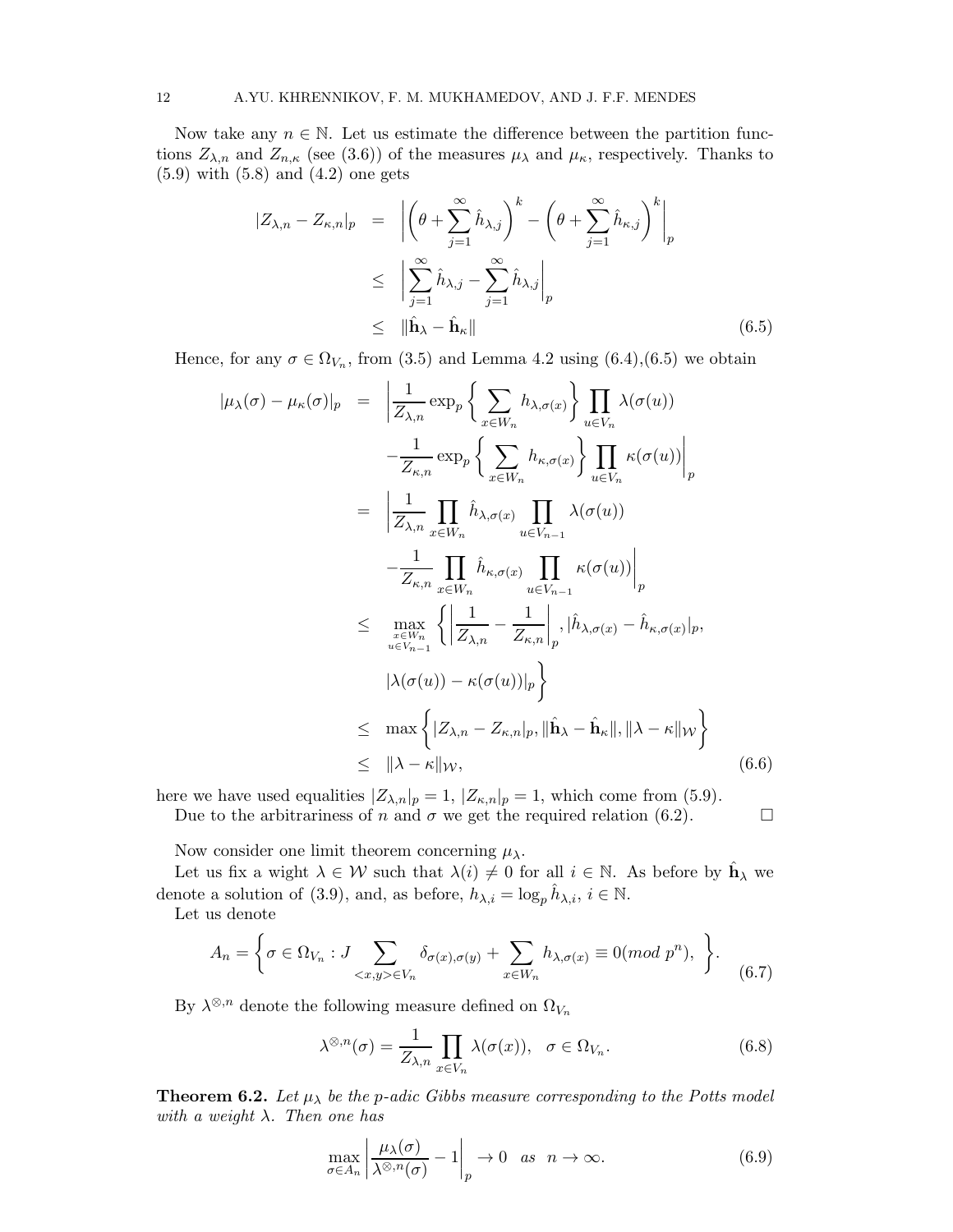Now take any $n \in \mathbb{N}$. Let us estimate the difference between the partition functions $Z_{\lambda,n}$ and $Z_{n,\kappa}$ (see (3.6)) of the measures $\mu_\lambda$ and $\mu_\kappa$, respectively. Thanks to (5.9) with (5.8) and (4.2) one gets

$$
\begin{aligned}
|Z_{\lambda,n} - Z_{\kappa,n}|_p &= \left| \left(\theta + \sum_{j=1}^{\infty} \hat{h}_{\lambda,j}\right)^k - \left(\theta + \sum_{j=1}^{\infty} \hat{h}_{\kappa,j}\right)^k \right|_p \\
&\leq \left| \sum_{j=1}^{\infty} \hat{h}_{\lambda,j} - \sum_{j=1}^{\infty} \hat{h}_{\lambda,j} \right|_p \\
&\leq \|\hat{\mathbf{h}}_\lambda - \hat{\mathbf{h}}_\kappa\| \qquad (6.5)
\end{aligned}
$$

Hence, for any $\sigma \in \Omega_{V_n}$, from (3.5) and Lemma 4.2 using (6.4),(6.5) we obtain

$$
\begin{aligned}
|\mu_\lambda(\sigma) - \mu_\kappa(\sigma)|_p &= \Bigg| \frac{1}{Z_{\lambda,n}} \exp_p\Big\{ \sum_{x \in W_n} h_{\lambda,\sigma(x)} \Big\} \prod_{u \in V_n} \lambda(\sigma(u)) \\
&\quad - \frac{1}{Z_{\kappa,n}} \exp_p\Big\{ \sum_{x \in W_n} h_{\kappa,\sigma(x)} \Big\} \prod_{u \in V_n} \kappa(\sigma(u)) \Bigg|_p \\
&= \Bigg| \frac{1}{Z_{\lambda,n}} \prod_{x \in W_n} \hat{h}_{\lambda,\sigma(x)} \prod_{u \in V_{n-1}} \lambda(\sigma(u)) \\
&\quad - \frac{1}{Z_{\kappa,n}} \prod_{x \in W_n} \hat{h}_{\kappa,\sigma(x)} \prod_{u \in V_{n-1}} \kappa(\sigma(u)) \Bigg|_p \\
&\leq \max_{\substack{x \in W_n \\ u \in V_{n-1}}} \Bigg\{ \left| \frac{1}{Z_{\lambda,n}} - \frac{1}{Z_{\kappa,n}} \right|_p, |\hat{h}_{\lambda,\sigma(x)} - \hat{h}_{\kappa,\sigma(x)}|_p, \\
&\quad |\lambda(\sigma(u)) - \kappa(\sigma(u))|_p \Bigg\} \\
&\leq \max\Bigg\{ |Z_{\lambda,n} - Z_{\kappa,n}|_p, \|\hat{\mathbf{h}}_\lambda - \hat{\mathbf{h}}_\kappa\|, \|\lambda - \kappa\|_{\mathcal{W}} \Bigg\} \\
&\leq \|\lambda - \kappa\|_{\mathcal{W}}, \qquad (6.6)
\end{aligned}
$$

here we have used equalities $|Z_{\lambda,n}|_p = 1$, $|Z_{\kappa,n}|_p = 1$, which come from (5.9).

Due to the arbitrariness of $n$ and $\sigma$ we get the required relation (6.2). $\square$

Now consider one limit theorem concerning $\mu_\lambda$.

Let us fix a wight $\lambda \in \mathcal{W}$ such that $\lambda(i) \neq 0$ for all $i \in \mathbb{N}$. As before by $\hat{\mathbf{h}}_\lambda$ we denote a solution of (3.9), and, as before, $h_{\lambda,i} = \log_p \hat{h}_{\lambda,i}$, $i \in \mathbb{N}$.

Let us denote

$$
A_n = \left\{ \sigma \in \Omega_{V_n} : J \sum_{<x,y> \in V_n} \delta_{\sigma(x),\sigma(y)} + \sum_{x \in W_n} h_{\lambda,\sigma(x)} \equiv 0 (mod\ p^n), \ \right\}. \qquad (6.7)
$$

By $\lambda^{\otimes,n}$ denote the following measure defined on $\Omega_{V_n}$

$$
\lambda^{\otimes,n}(\sigma) = \frac{1}{Z_{\lambda,n}} \prod_{x \in V_n} \lambda(\sigma(x)), \quad \sigma \in \Omega_{V_n}. \qquad (6.8)
$$

**Theorem 6.2.** *Let $\mu_\lambda$ be the p-adic Gibbs measure corresponding to the Potts model with a weight $\lambda$. Then one has*

$$
\max_{\sigma \in A_n} \left| \frac{\mu_\lambda(\sigma)}{\lambda^{\otimes,n}(\sigma)} - 1 \right|_p \to 0 \quad as \quad n \to \infty. \qquad (6.9)
$$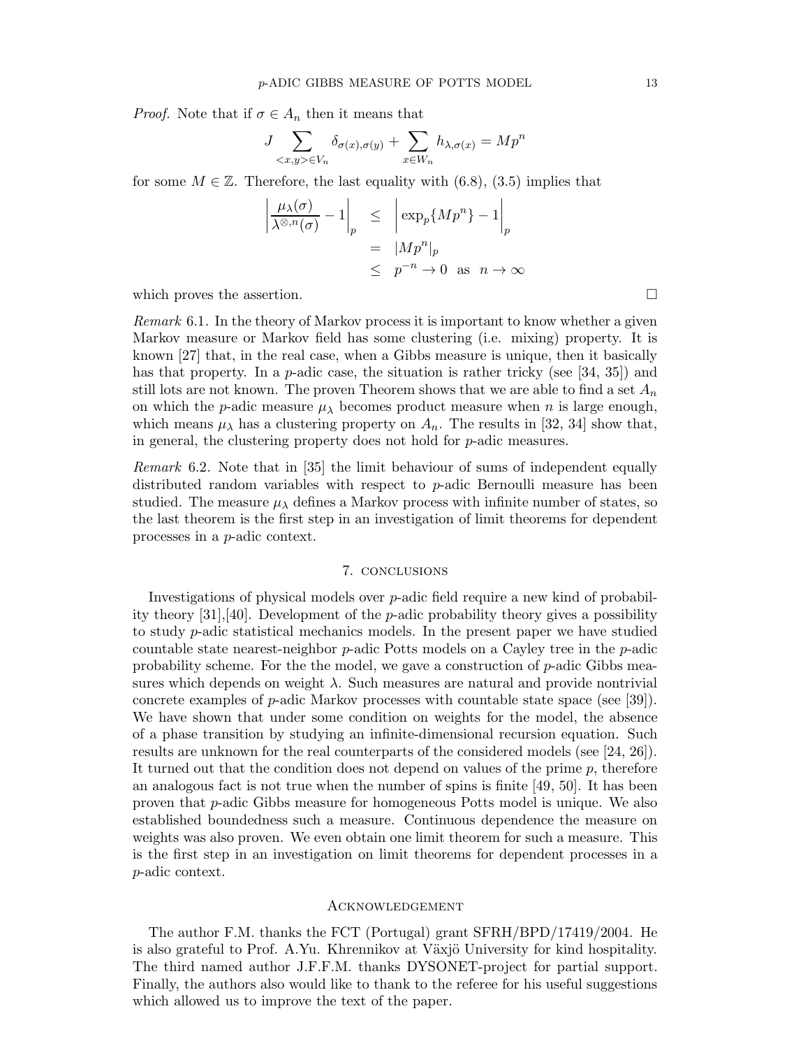*Proof.* Note that if $\sigma \in A_n$ then it means that

$$J \sum_{<x,y>\in V_n} \delta_{\sigma(x),\sigma(y)} + \sum_{x\in W_n} h_{\lambda,\sigma(x)} = Mp^n$$

for some $M \in \mathbb{Z}$. Therefore, the last equality with (6.8), (3.5) implies that

$$\begin{aligned}
\left| \frac{\mu_\lambda(\sigma)}{\lambda^{\otimes,n}(\sigma)} - 1 \right|_p &\leq \left| \exp_p\{Mp^n\} - 1 \right|_p \\
&= |Mp^n|_p \\
&\leq p^{-n} \to 0 \quad \text{as} \quad n \to \infty
\end{aligned}$$

which proves the assertion. $\square$

*Remark* 6.1. In the theory of Markov process it is important to know whether a given Markov measure or Markov field has some clustering (i.e. mixing) property. It is known [27] that, in the real case, when a Gibbs measure is unique, then it basically has that property. In a $p$-adic case, the situation is rather tricky (see [34, 35]) and still lots are not known. The proven Theorem shows that we are able to find a set $A_n$ on which the $p$-adic measure $\mu_\lambda$ becomes product measure when $n$ is large enough, which means $\mu_\lambda$ has a clustering property on $A_n$. The results in [32, 34] show that, in general, the clustering property does not hold for $p$-adic measures.

*Remark* 6.2. Note that in [35] the limit behaviour of sums of independent equally distributed random variables with respect to $p$-adic Bernoulli measure has been studied. The measure $\mu_\lambda$ defines a Markov process with infinite number of states, so the last theorem is the first step in an investigation of limit theorems for dependent processes in a $p$-adic context.

## 7. Conclusions

Investigations of physical models over $p$-adic field require a new kind of probability theory [31],[40]. Development of the $p$-adic probability theory gives a possibility to study $p$-adic statistical mechanics models. In the present paper we have studied countable state nearest-neighbor $p$-adic Potts models on a Cayley tree in the $p$-adic probability scheme. For the the model, we gave a construction of $p$-adic Gibbs measures which depends on weight $\lambda$. Such measures are natural and provide nontrivial concrete examples of $p$-adic Markov processes with countable state space (see [39]). We have shown that under some condition on weights for the model, the absence of a phase transition by studying an infinite-dimensional recursion equation. Such results are unknown for the real counterparts of the considered models (see [24, 26]). It turned out that the condition does not depend on values of the prime $p$, therefore an analogous fact is not true when the number of spins is finite [49, 50]. It has been proven that $p$-adic Gibbs measure for homogeneous Potts model is unique. We also established boundedness such a measure. Continuous dependence the measure on weights was also proven. We even obtain one limit theorem for such a measure. This is the first step in an investigation on limit theorems for dependent processes in a $p$-adic context.

## Acknowledgement

The author F.M. thanks the FCT (Portugal) grant SFRH/BPD/17419/2004. He is also grateful to Prof. A.Yu. Khrennikov at Växjö University for kind hospitality. The third named author J.F.F.M. thanks DYSONET-project for partial support. Finally, the authors also would like to thank to the referee for his useful suggestions which allowed us to improve the text of the paper.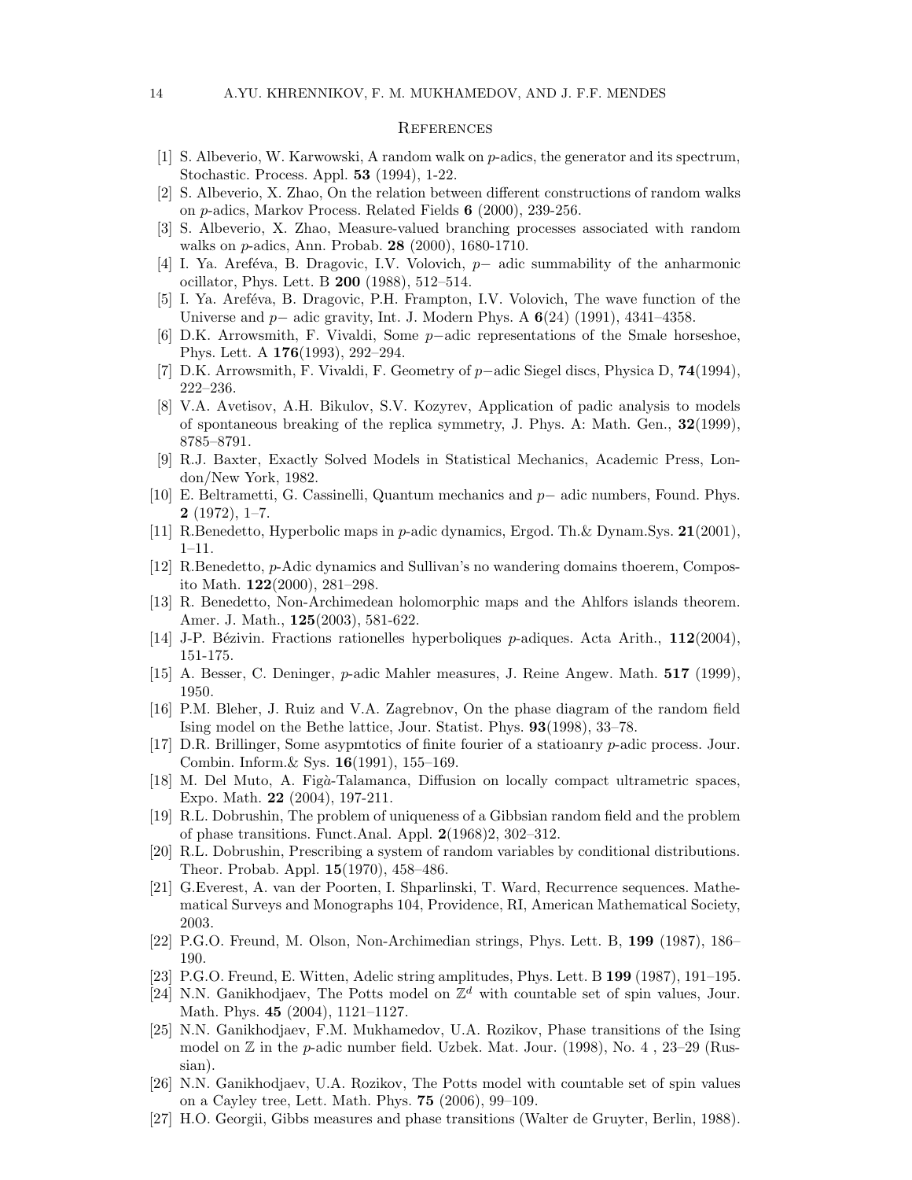## References

[1] S. Albeverio, W. Karwowski, A random walk on $p$-adics, the generator and its spectrum, Stochastic. Process. Appl. **53** (1994), 1-22.

[2] S. Albeverio, X. Zhao, On the relation between different constructions of random walks on $p$-adics, Markov Process. Related Fields **6** (2000), 239-256.

[3] S. Albeverio, X. Zhao, Measure-valued branching processes associated with random walks on $p$-adics, Ann. Probab. **28** (2000), 1680-1710.

[4] I. Ya. Areféva, B. Dragovic, I.V. Volovich, $p-$ adic summability of the anharmonic oscillator, Phys. Lett. B **200** (1988), 512–514.

[5] I. Ya. Areféva, B. Dragovic, P.H. Frampton, I.V. Volovich, The wave function of the Universe and $p-$ adic gravity, Int. J. Modern Phys. A **6**(24) (1991), 4341–4358.

[6] D.K. Arrowsmith, F. Vivaldi, Some $p-$adic representations of the Smale horseshoe, Phys. Lett. A **176**(1993), 292–294.

[7] D.K. Arrowsmith, F. Vivaldi, F. Geometry of $p-$adic Siegel discs, Physica D, **74**(1994), 222–236.

[8] V.A. Avetisov, A.H. Bikulov, S.V. Kozyrev, Application of padic analysis to models of spontaneous breaking of the replica symmetry, J. Phys. A: Math. Gen., **32**(1999), 8785–8791.

[9] R.J. Baxter, Exactly Solved Models in Statistical Mechanics, Academic Press, London/New York, 1982.

[10] E. Beltrametti, G. Cassinelli, Quantum mechanics and $p-$ adic numbers, Found. Phys. **2** (1972), 1–7.

[11] R.Benedetto, Hyperbolic maps in $p$-adic dynamics, Ergod. Th.& Dynam.Sys. **21**(2001), 1–11.

[12] R.Benedetto, $p$-Adic dynamics and Sullivan's no wandering domains thoerem, Composito Math. **122**(2000), 281–298.

[13] R. Benedetto, Non-Archimedean holomorphic maps and the Ahlfors islands theorem. Amer. J. Math., **125**(2003), 581-622.

[14] J-P. Bézivin. Fractions rationelles hyperboliques $p$-adiques. Acta Arith., **112**(2004), 151-175.

[15] A. Besser, C. Deninger, $p$-adic Mahler measures, J. Reine Angew. Math. **517** (1999), 1950.

[16] P.M. Bleher, J. Ruiz and V.A. Zagrebnov, On the phase diagram of the random field Ising model on the Bethe lattice, Jour. Statist. Phys. **93**(1998), 33–78.

[17] D.R. Brillinger, Some asypmtotics of finite fourier of a statioanry $p$-adic process. Jour. Combin. Inform.& Sys. **16**(1991), 155–169.

[18] M. Del Muto, A. Figà-Talamanca, Diffusion on locally compact ultrametric spaces, Expo. Math. **22** (2004), 197-211.

[19] R.L. Dobrushin, The problem of uniqueness of a Gibbsian random field and the problem of phase transitions. Funct.Anal. Appl. **2**(1968)2, 302–312.

[20] R.L. Dobrushin, Prescribing a system of random variables by conditional distributions. Theor. Probab. Appl. **15**(1970), 458–486.

[21] G.Everest, A. van der Poorten, I. Shparlinski, T. Ward, Recurrence sequences. Mathematical Surveys and Monographs 104, Providence, RI, American Mathematical Society, 2003.

[22] P.G.O. Freund, M. Olson, Non-Archimedian strings, Phys. Lett. B, **199** (1987), 186–190.

[23] P.G.O. Freund, E. Witten, Adelic string amplitudes, Phys. Lett. B **199** (1987), 191–195.

[24] N.N. Ganikhodjaev, The Potts model on $\mathbb{Z}^d$ with countable set of spin values, Jour. Math. Phys. **45** (2004), 1121–1127.

[25] N.N. Ganikhodjaev, F.M. Mukhamedov, U.A. Rozikov, Phase transitions of the Ising model on $\mathbb{Z}$ in the $p$-adic number field. Uzbek. Mat. Jour. (1998), No. 4 , 23–29 (Russian).

[26] N.N. Ganikhodjaev, U.A. Rozikov, The Potts model with countable set of spin values on a Cayley tree, Lett. Math. Phys. **75** (2006), 99–109.

[27] H.O. Georgii, Gibbs measures and phase transitions (Walter de Gruyter, Berlin, 1988).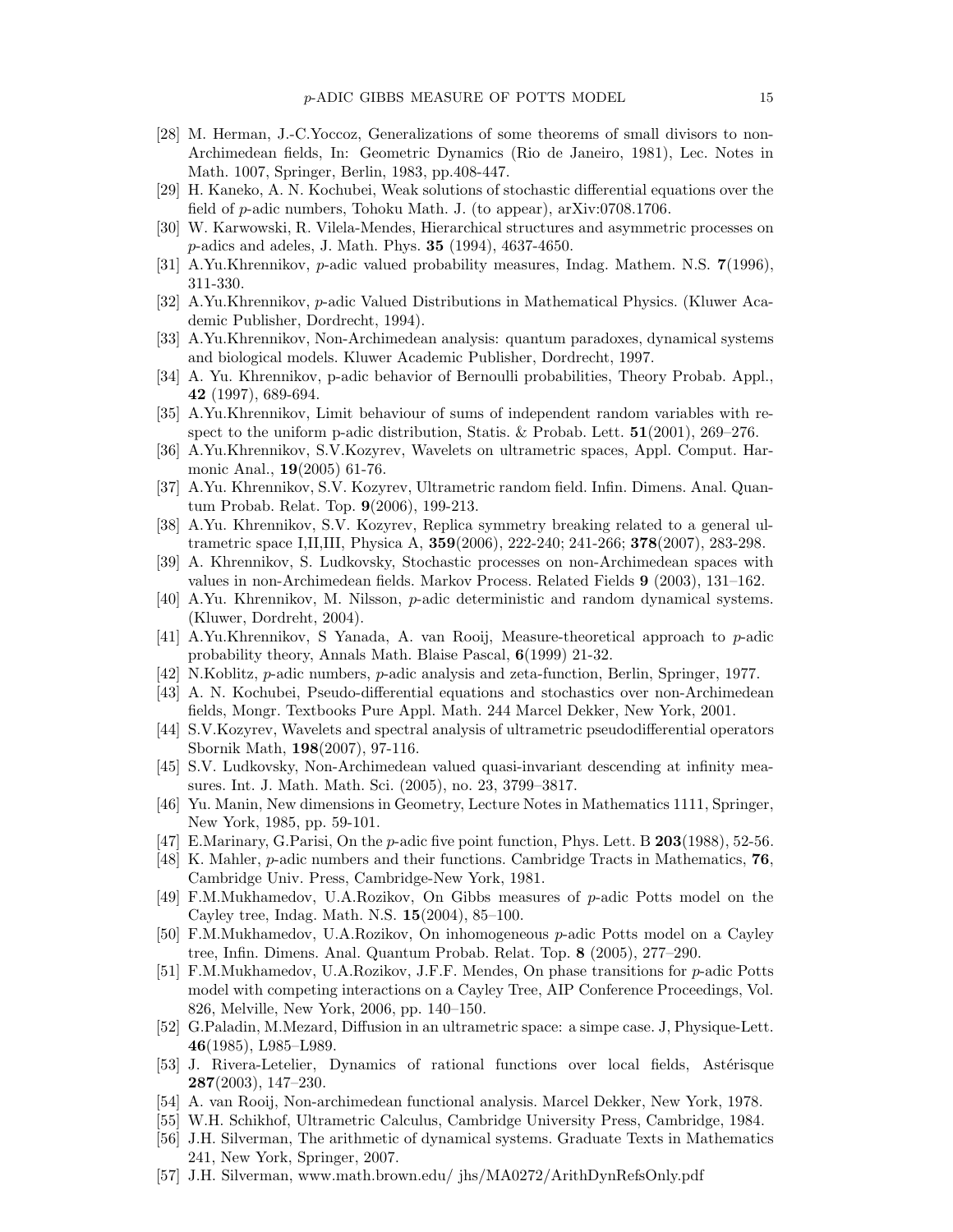[28] M. Herman, J.-C.Yoccoz, Generalizations of some theorems of small divisors to non-Archimedean fields, In: Geometric Dynamics (Rio de Janeiro, 1981), Lec. Notes in Math. 1007, Springer, Berlin, 1983, pp.408-447.

[29] H. Kaneko, A. N. Kochubei, Weak solutions of stochastic differential equations over the field of $p$-adic numbers, Tohoku Math. J. (to appear), arXiv:0708.1706.

[30] W. Karwowski, R. Vilela-Mendes, Hierarchical structures and asymmetric processes on $p$-adics and adeles, J. Math. Phys. **35** (1994), 4637-4650.

[31] A.Yu.Khrennikov, $p$-adic valued probability measures, Indag. Mathem. N.S. **7**(1996), 311-330.

[32] A.Yu.Khrennikov, $p$-adic Valued Distributions in Mathematical Physics. (Kluwer Academic Publisher, Dordrecht, 1994).

[33] A.Yu.Khrennikov, Non-Archimedean analysis: quantum paradoxes, dynamical systems and biological models. Kluwer Academic Publisher, Dordrecht, 1997.

[34] A. Yu. Khrennikov, p-adic behavior of Bernoulli probabilities, Theory Probab. Appl., **42** (1997), 689-694.

[35] A.Yu.Khrennikov, Limit behaviour of sums of independent random variables with respect to the uniform p-adic distribution, Statis. & Probab. Lett. **51**(2001), 269–276.

[36] A.Yu.Khrennikov, S.V.Kozyrev, Wavelets on ultrametric spaces, Appl. Comput. Harmonic Anal., **19**(2005) 61-76.

[37] A.Yu. Khrennikov, S.V. Kozyrev, Ultrametric random field. Infin. Dimens. Anal. Quantum Probab. Relat. Top. **9**(2006), 199-213.

[38] A.Yu. Khrennikov, S.V. Kozyrev, Replica symmetry breaking related to a general ultrametric space I,II,III, Physica A, **359**(2006), 222-240; 241-266; **378**(2007), 283-298.

[39] A. Khrennikov, S. Ludkovsky, Stochastic processes on non-Archimedean spaces with values in non-Archimedean fields. Markov Process. Related Fields **9** (2003), 131–162.

[40] A.Yu. Khrennikov, M. Nilsson, $p$-adic deterministic and random dynamical systems. (Kluwer, Dordreht, 2004).

[41] A.Yu.Khrennikov, S Yanada, A. van Rooij, Measure-theoretical approach to $p$-adic probability theory, Annals Math. Blaise Pascal, **6**(1999) 21-32.

[42] N.Koblitz, $p$-adic numbers, $p$-adic analysis and zeta-function, Berlin, Springer, 1977.

[43] A. N. Kochubei, Pseudo-differential equations and stochastics over non-Archimedean fields, Mongr. Textbooks Pure Appl. Math. 244 Marcel Dekker, New York, 2001.

[44] S.V.Kozyrev, Wavelets and spectral analysis of ultrametric pseudodifferential operators Sbornik Math, **198**(2007), 97-116.

[45] S.V. Ludkovsky, Non-Archimedean valued quasi-invariant descending at infinity measures. Int. J. Math. Math. Sci. (2005), no. 23, 3799–3817.

[46] Yu. Manin, New dimensions in Geometry, Lecture Notes in Mathematics 1111, Springer, New York, 1985, pp. 59-101.

[47] E.Marinary, G.Parisi, On the $p$-adic five point function, Phys. Lett. B **203**(1988), 52-56.

[48] K. Mahler, $p$-adic numbers and their functions. Cambridge Tracts in Mathematics, **76**, Cambridge Univ. Press, Cambridge-New York, 1981.

[49] F.M.Mukhamedov, U.A.Rozikov, On Gibbs measures of $p$-adic Potts model on the Cayley tree, Indag. Math. N.S. **15**(2004), 85–100.

[50] F.M.Mukhamedov, U.A.Rozikov, On inhomogeneous $p$-adic Potts model on a Cayley tree, Infin. Dimens. Anal. Quantum Probab. Relat. Top. **8** (2005), 277–290.

[51] F.M.Mukhamedov, U.A.Rozikov, J.F.F. Mendes, On phase transitions for $p$-adic Potts model with competing interactions on a Cayley Tree, AIP Conference Proceedings, Vol. 826, Melville, New York, 2006, pp. 140–150.

[52] G.Paladin, M.Mezard, Diffusion in an ultrametric space: a simpe case. J, Physique-Lett. **46**(1985), L985–L989.

[53] J. Rivera-Letelier, Dynamics of rational functions over local fields, Astérisque **287**(2003), 147–230.

[54] A. van Rooij, Non-archimedean functional analysis. Marcel Dekker, New York, 1978.

[55] W.H. Schikhof, Ultrametric Calculus, Cambridge University Press, Cambridge, 1984.

[56] J.H. Silverman, The arithmetic of dynamical systems. Graduate Texts in Mathematics 241, New York, Springer, 2007.

[57] J.H. Silverman, www.math.brown.edu/ jhs/MA0272/ArithDynRefsOnly.pdf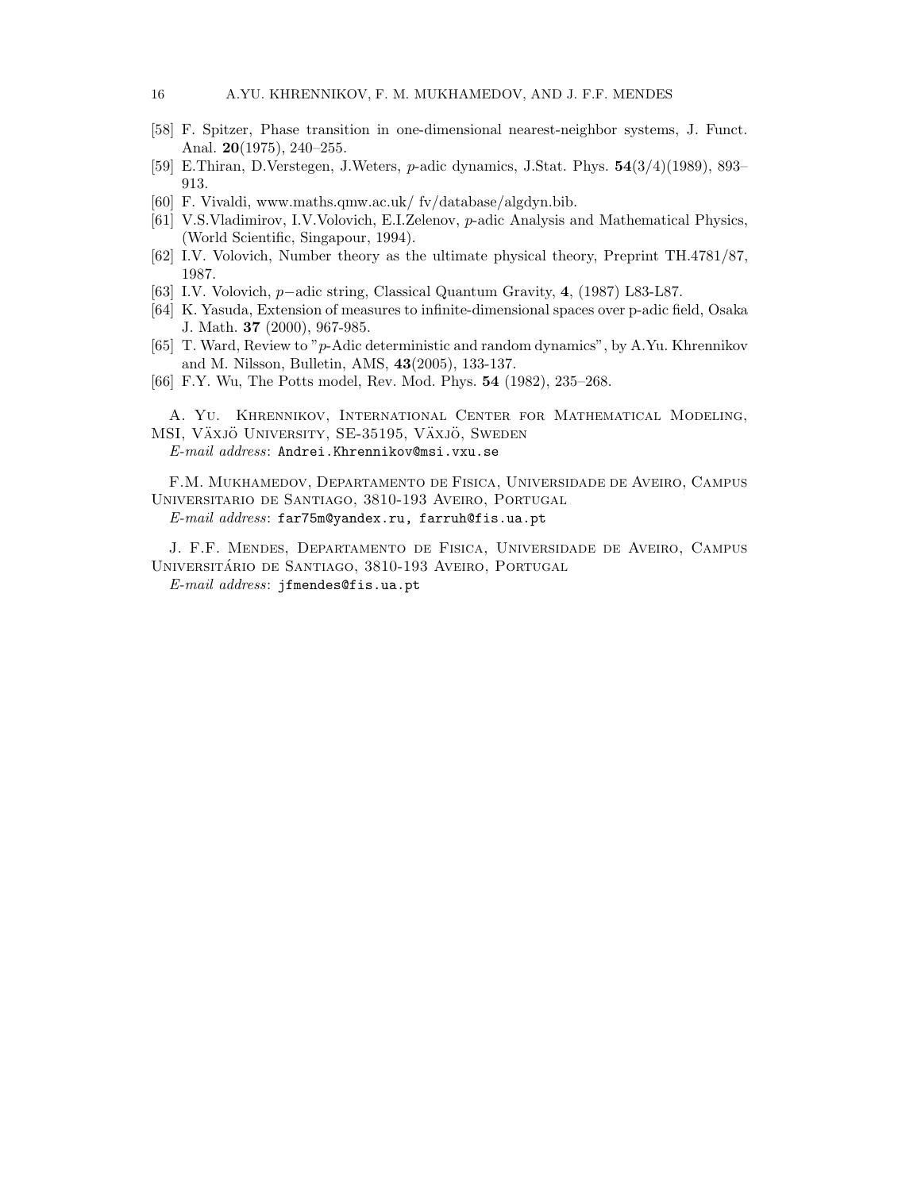[58] F. Spitzer, Phase transition in one-dimensional nearest-neighbor systems, J. Funct. Anal. **20**(1975), 240–255.

[59] E.Thiran, D.Verstegen, J.Weters, *p*-adic dynamics, J.Stat. Phys. **54**(3/4)(1989), 893–913.

[60] F. Vivaldi, www.maths.qmw.ac.uk/ fv/database/algdyn.bib.

[61] V.S.Vladimirov, I.V.Volovich, E.I.Zelenov, *p*-adic Analysis and Mathematical Physics, (World Scientific, Singapour, 1994).

[62] I.V. Volovich, Number theory as the ultimate physical theory, Preprint TH.4781/87, 1987.

[63] I.V. Volovich, $p-$adic string, Classical Quantum Gravity, **4**, (1987) L83-L87.

[64] K. Yasuda, Extension of measures to infinite-dimensional spaces over p-adic field, Osaka J. Math. **37** (2000), 967-985.

[65] T. Ward, Review to "*p*-Adic deterministic and random dynamics", by A.Yu. Khrennikov and M. Nilsson, Bulletin, AMS, **43**(2005), 133-137.

[66] F.Y. Wu, The Potts model, Rev. Mod. Phys. **54** (1982), 235–268.

A. Yu. Khrennikov, International Center for Mathematical Modeling, MSI, Växjö University, SE-35195, Växjö, Sweden

*E-mail address*: `Andrei.Khrennikov@msi.vxu.se`

F.M. Mukhamedov, Departamento de Fisica, Universidade de Aveiro, Campus Universitario de Santiago, 3810-193 Aveiro, Portugal

*E-mail address*: `far75m@yandex.ru, farruh@fis.ua.pt`

J. F.F. Mendes, Departamento de Fisica, Universidade de Aveiro, Campus Universitário de Santiago, 3810-193 Aveiro, Portugal

*E-mail address*: `jfmendes@fis.ua.pt`